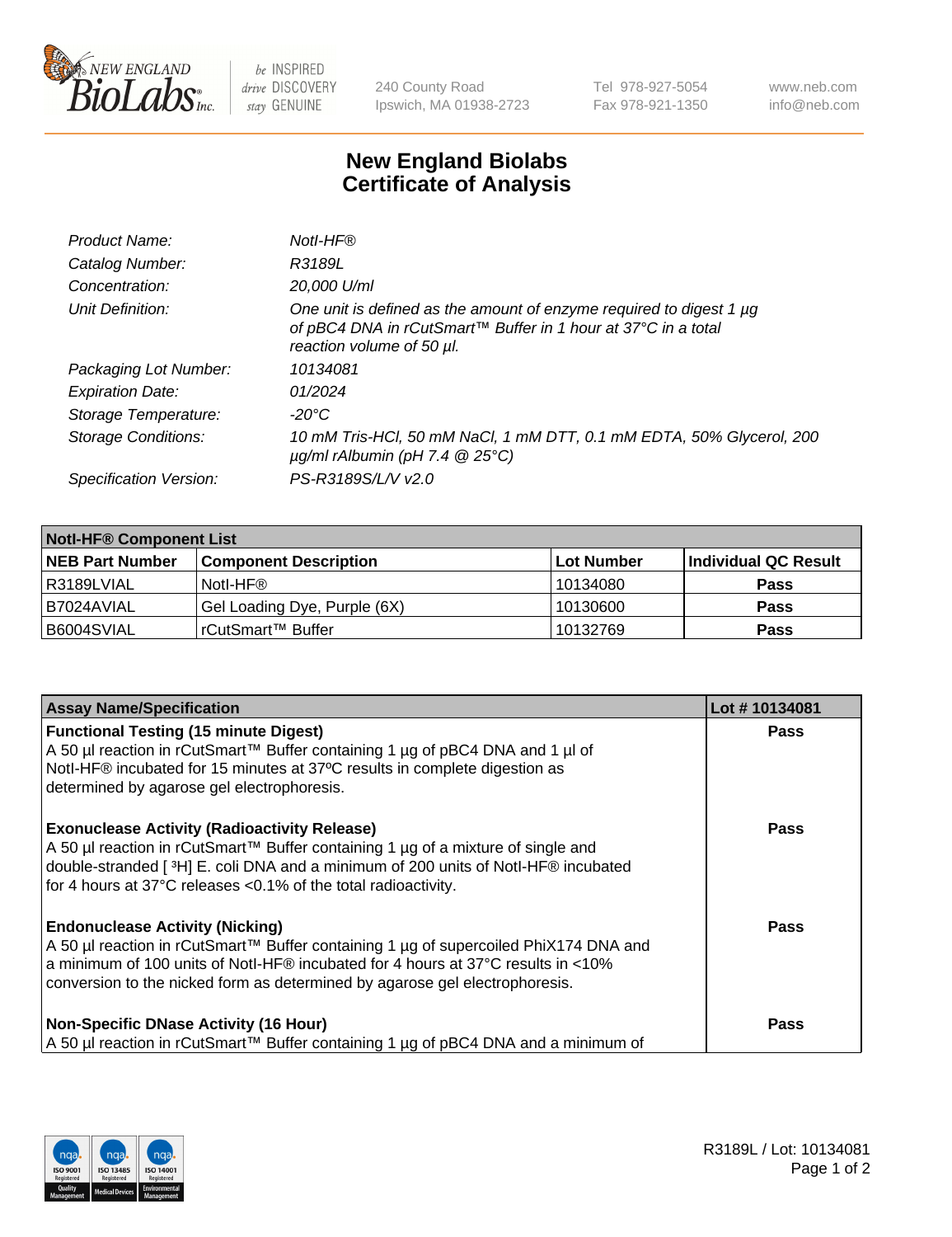# New England Biolabs Certificate of Analysis

| | |
|---|---|
| *Product Name:* | *NotI-HF®* |
| *Catalog Number:* | *R3189L* |
| *Concentration:* | *20,000 U/ml* |
| *Unit Definition:* | *One unit is defined as the amount of enzyme required to digest 1 µg of pBC4 DNA in rCutSmart™ Buffer in 1 hour at 37°C in a total reaction volume of 50 µl.* |
| *Packaging Lot Number:* | *10134081* |
| *Expiration Date:* | *01/2024* |
| *Storage Temperature:* | *-20°C* |
| *Storage Conditions:* | *10 mM Tris-HCl, 50 mM NaCl, 1 mM DTT, 0.1 mM EDTA, 50% Glycerol, 200 µg/ml rAlbumin (pH 7.4 @ 25°C)* |
| *Specification Version:* | *PS-R3189S/L/V v2.0* |

| **NotI-HF® Component List** | | | |
|---|---|---|---|
| **NEB Part Number** | **Component Description** | **Lot Number** | **Individual QC Result** |
| R3189LVIAL | NotI-HF® | 10134080 | **Pass** |
| B7024AVIAL | Gel Loading Dye, Purple (6X) | 10130600 | **Pass** |
| B6004SVIAL | rCutSmart™ Buffer | 10132769 | **Pass** |

| **Assay Name/Specification** | **Lot # 10134081** |
|---|---|
| **Functional Testing (15 minute Digest)**<br>A 50 µl reaction in rCutSmart™ Buffer containing 1 µg of pBC4 DNA and 1 µl of NotI-HF® incubated for 15 minutes at 37ºC results in complete digestion as determined by agarose gel electrophoresis. | **Pass** |
| **Exonuclease Activity (Radioactivity Release)**<br>A 50 µl reaction in rCutSmart™ Buffer containing 1 µg of a mixture of single and double-stranded [ $^{3}$H] E. coli DNA and a minimum of 200 units of NotI-HF® incubated for 4 hours at 37°C releases <0.1% of the total radioactivity. | **Pass** |
| **Endonuclease Activity (Nicking)**<br>A 50 µl reaction in rCutSmart™ Buffer containing 1 µg of supercoiled PhiX174 DNA and a minimum of 100 units of NotI-HF® incubated for 4 hours at 37°C results in <10% conversion to the nicked form as determined by agarose gel electrophoresis. | **Pass** |
| **Non-Specific DNase Activity (16 Hour)**<br>A 50 µl reaction in rCutSmart™ Buffer containing 1 µg of pBC4 DNA and a minimum of | **Pass** |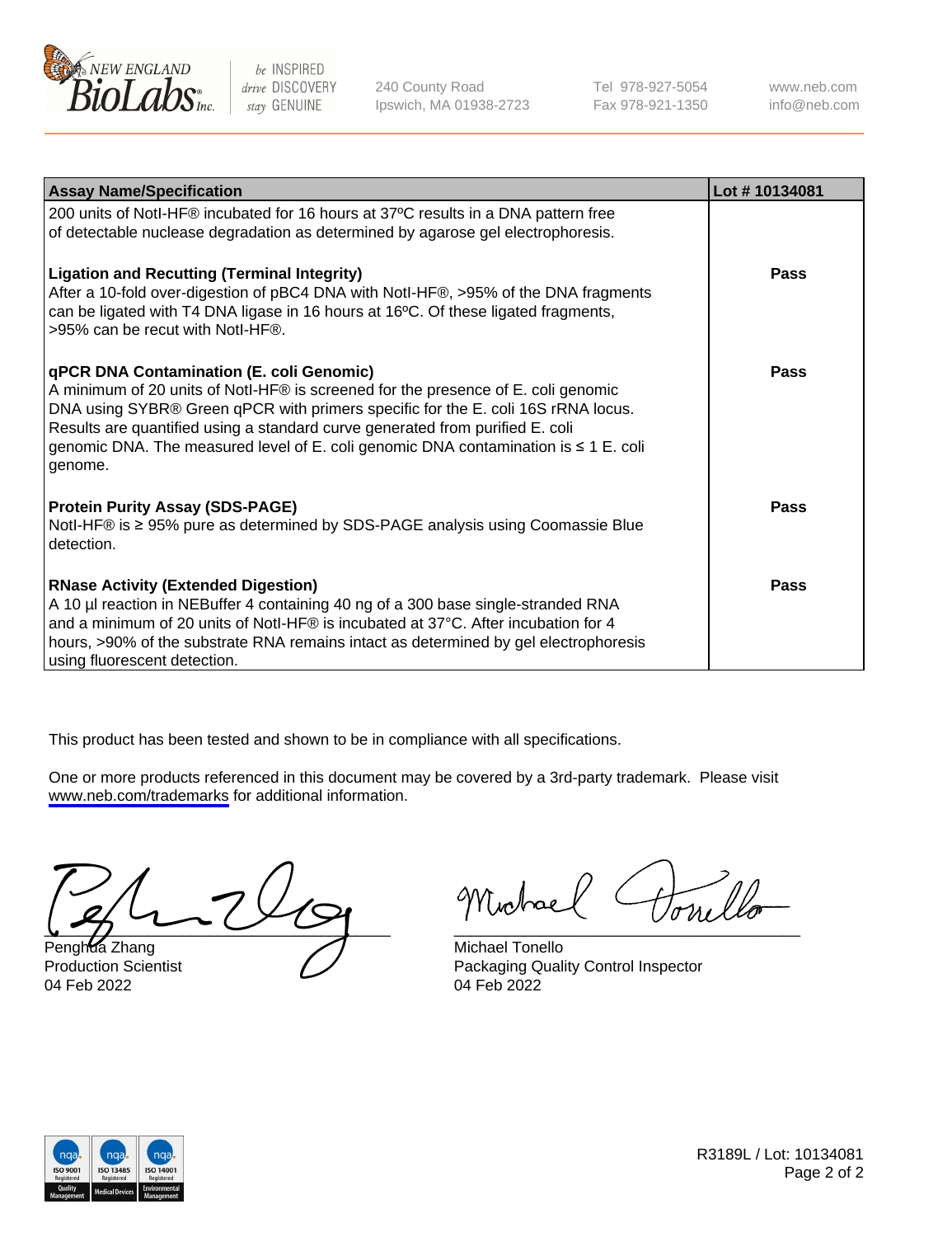240 County Road
Ipswich, MA 01938-2723

Tel 978-927-5054
Fax 978-921-1350

www.neb.com
info@neb.com

| Assay Name/Specification | Lot # 10134081 |
|---|---|
| 200 units of NotI-HF® incubated for 16 hours at 37ºC results in a DNA pattern free of detectable nuclease degradation as determined by agarose gel electrophoresis. | |
| **Ligation and Recutting (Terminal Integrity)**<br>After a 10-fold over-digestion of pBC4 DNA with NotI-HF®, >95% of the DNA fragments can be ligated with T4 DNA ligase in 16 hours at 16ºC. Of these ligated fragments, >95% can be recut with NotI-HF®. | **Pass** |
| **qPCR DNA Contamination (E. coli Genomic)**<br>A minimum of 20 units of NotI-HF® is screened for the presence of E. coli genomic DNA using SYBR® Green qPCR with primers specific for the E. coli 16S rRNA locus. Results are quantified using a standard curve generated from purified E. coli genomic DNA. The measured level of E. coli genomic DNA contamination is ≤ 1 E. coli genome. | **Pass** |
| **Protein Purity Assay (SDS-PAGE)**<br>NotI-HF® is ≥ 95% pure as determined by SDS-PAGE analysis using Coomassie Blue detection. | **Pass** |
| **RNase Activity (Extended Digestion)**<br>A 10 µl reaction in NEBuffer 4 containing 40 ng of a 300 base single-stranded RNA and a minimum of 20 units of NotI-HF® is incubated at 37°C. After incubation for 4 hours, >90% of the substrate RNA remains intact as determined by gel electrophoresis using fluorescent detection. | **Pass** |

This product has been tested and shown to be in compliance with all specifications.

One or more products referenced in this document may be covered by a 3rd-party trademark. Please visit www.neb.com/trademarks for additional information.

Penghua Zhang
Production Scientist
04 Feb 2022

Michael Tonello
Packaging Quality Control Inspector
04 Feb 2022

R3189L / Lot: 10134081